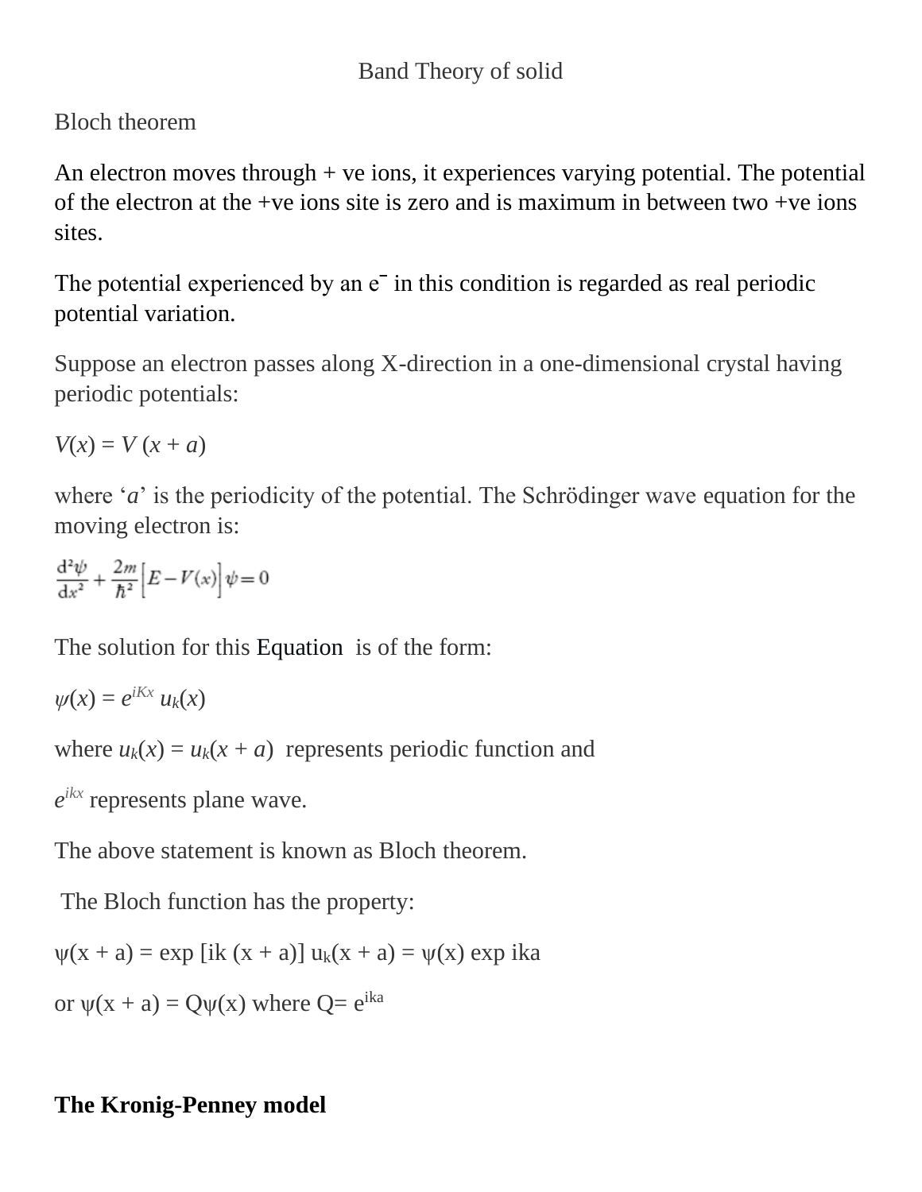# Band Theory of solid

## Bloch theorem

An electron moves through + ve ions, it experiences varying potential. The potential of the electron at the +ve ions site is zero and is maximum in between two +ve ions sites.

The potential experienced by an $e^-$ in this condition is regarded as real periodic potential variation.

Suppose an electron passes along X-direction in a one-dimensional crystal having periodic potentials:

$V(x) = V(x + a)$

where '$a$' is the periodicity of the potential. The Schrödinger wave equation for the moving electron is:

$$\frac{d^2\psi}{dx^2} + \frac{2m}{\hbar^2}\left[E - V(x)\right]\psi = 0$$

The solution for this Equation is of the form:

$\psi(x) = e^{iKx}\, u_k(x)$

where $u_k(x) = u_k(x + a)$ represents periodic function and

$e^{ikx}$ represents plane wave.

The above statement is known as Bloch theorem.

The Bloch function has the property:

$\psi(x + a) = \exp[ik(x + a)]\, u_k(x + a) = \psi(x) \exp ika$

or $\psi(x + a) = Q\psi(x)$ where $Q = e^{ika}$

## The Kronig-Penney model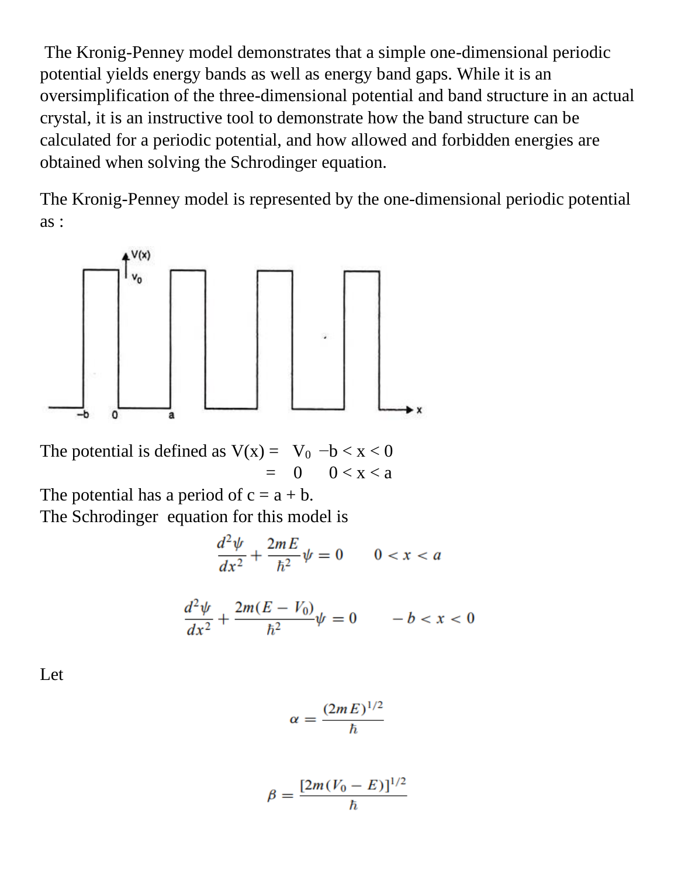The Kronig-Penney model demonstrates that a simple one-dimensional periodic potential yields energy bands as well as energy band gaps. While it is an oversimplification of the three-dimensional potential and band structure in an actual crystal, it is an instructive tool to demonstrate how the band structure can be calculated for a periodic potential, and how allowed and forbidden energies are obtained when solving the Schrodinger equation.

The Kronig-Penney model is represented by the one-dimensional periodic potential as :

The potential is defined as $V(x) = V_0 \quad -b < x < 0$

$\qquad\qquad\qquad\qquad\qquad\quad = 0 \qquad 0 < x < a$

The potential has a period of $c = a + b$.

The Schrodinger equation for this model is

$$\frac{d^2\psi}{dx^2} + \frac{2mE}{\hbar^2}\psi = 0 \qquad 0 < x < a$$

$$\frac{d^2\psi}{dx^2} + \frac{2m(E - V_0)}{\hbar^2}\psi = 0 \qquad -b < x < 0$$

Let

$$\alpha = \frac{(2mE)^{1/2}}{\hbar}$$

$$\beta = \frac{[2m(V_0 - E)]^{1/2}}{\hbar}$$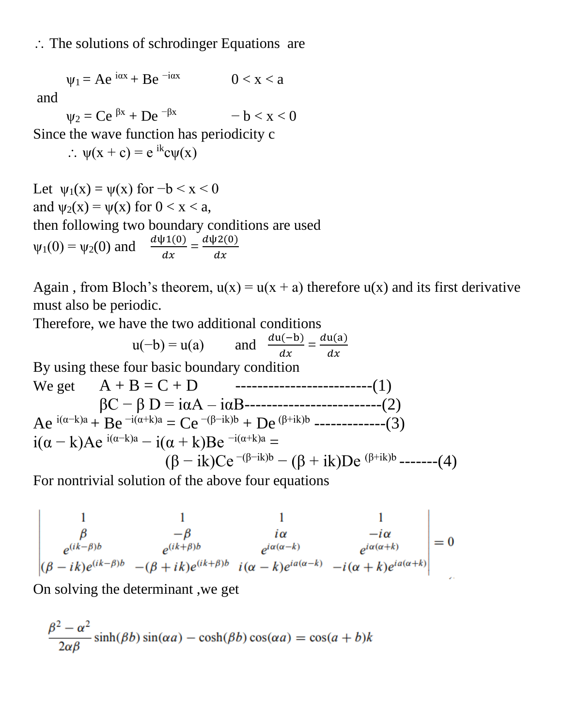∴ The solutions of schrodinger Equations are

$$\psi_1 = Ae^{i\alpha x} + Be^{-i\alpha x} \qquad 0 < x < a$$

and

$$\psi_2 = Ce^{\beta x} + De^{-\beta x} \qquad -b < x < 0$$

Since the wave function has periodicity c

$$\therefore\ \psi(x + c) = e^{ik}c\psi(x)$$

Let $\psi_1(x) = \psi(x)$ for $-b < x < 0$

and $\psi_2(x) = \psi(x)$ for $0 < x < a$,

then following two boundary conditions are used

$\psi_1(0) = \psi_2(0)$ and $\frac{d\psi 1(0)}{dx} = \frac{d\psi 2(0)}{dx}$

Again , from Bloch's theorem, $u(x) = u(x + a)$ therefore $u(x)$ and its first derivative must also be periodic.

Therefore, we have the two additional conditions

$$u(-b) = u(a) \qquad \text{and} \qquad \frac{du(-b)}{dx} = \frac{du(a)}{dx}$$

By using these four basic boundary condition

We get $\quad A + B = C + D$ -------------------------(1)

$\beta C - \beta D = i\alpha A - i\alpha B$-------------------------(2)

$Ae^{i(\alpha-k)a} + Be^{-i(\alpha+k)a} = Ce^{-(\beta-ik)b} + De^{(\beta+ik)b}$ -------------(3)

$i(\alpha - k)Ae^{i(\alpha-k)a} - i(\alpha + k)Be^{-i(\alpha+k)a} =$

$(\beta - ik)Ce^{-(\beta-ik)b} - (\beta + ik)De^{(\beta+ik)b}$ -------(4)

For nontrivial solution of the above four equations

$$\begin{vmatrix} 1 & 1 & 1 & 1 \\ \beta & -\beta & i\alpha & -i\alpha \\ e^{(ik-\beta)b} & e^{(ik+\beta)b} & e^{i\alpha(\alpha-k)} & e^{i\alpha(\alpha+k)} \\ (\beta - ik)e^{(ik-\beta)b} & -(\beta + ik)e^{(ik+\beta)b} & i(\alpha - k)e^{i\alpha(\alpha-k)} & -i(\alpha + k)e^{i\alpha(\alpha+k)} \end{vmatrix} = 0$$

On solving the determinant ,we get

$$\frac{\beta^2 - \alpha^2}{2\alpha\beta}\sinh(\beta b)\sin(\alpha a) - \cosh(\beta b)\cos(\alpha a) = \cos(a + b)k$$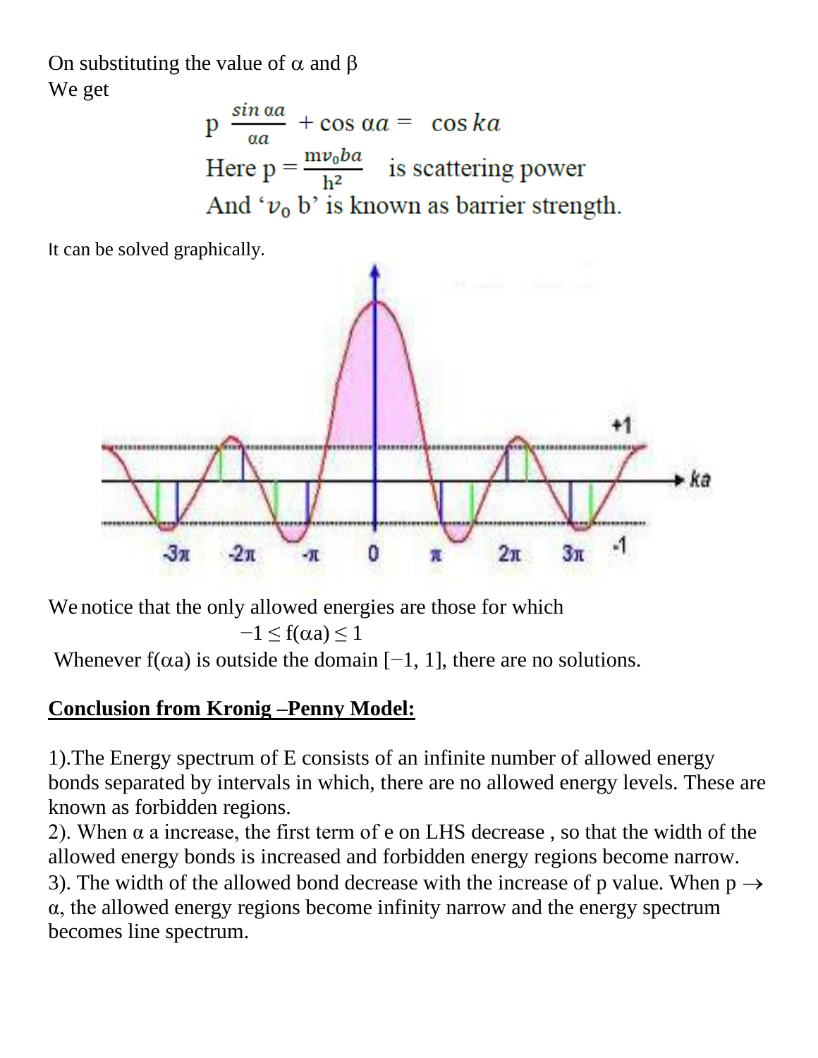On substituting the value of $\alpha$ and $\beta$

We get

$$p \frac{\sin \alpha a}{\alpha a} + \cos \alpha a = \cos ka$$

Here $p = \frac{m v_0 b a}{h^2}$ is scattering power

And '$v_0$ b' is known as barrier strength.

It can be solved graphically.

+1

ka

-3π -2π -π 0 π 2π 3π -1

We notice that the only allowed energies are those for which

$$-1 \leq f(\alpha a) \leq 1$$

Whenever $f(\alpha a)$ is outside the domain $[-1, 1]$, there are no solutions.

**Conclusion from Kronig –Penny Model:**

1).The Energy spectrum of E consists of an infinite number of allowed energy bonds separated by intervals in which, there are no allowed energy levels. These are known as forbidden regions.

2). When $\alpha$ a increase, the first term of e on LHS decrease , so that the width of the allowed energy bonds is increased and forbidden energy regions become narrow.

3). The width of the allowed bond decrease with the increase of p value. When $p \rightarrow \alpha$, the allowed energy regions become infinity narrow and the energy spectrum becomes line spectrum.